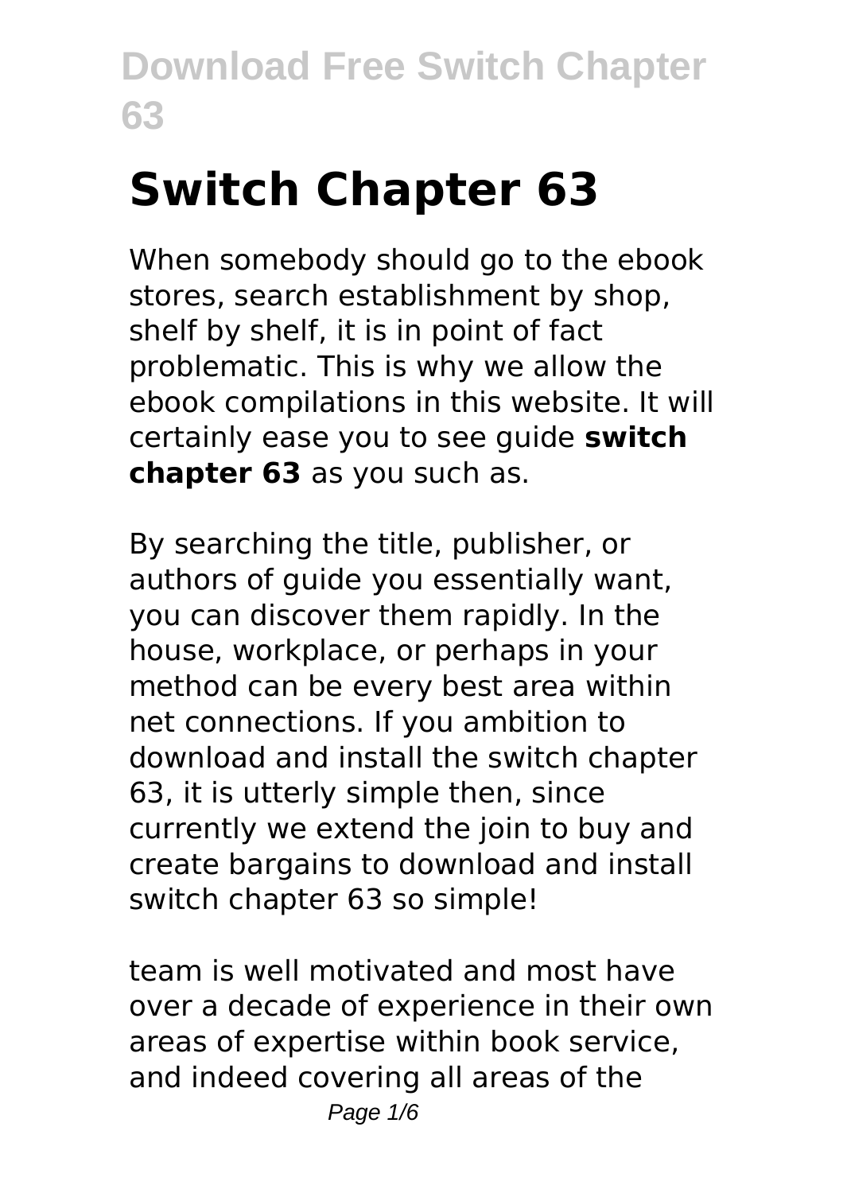# Switch Chapter 63

When somebody should go to the ebook stores, search establishment by shop, shelf by shelf, it is in point of fact problematic. This is why we allow the ebook compilations in this website. It will certainly ease you to see guide **switch chapter 63** as you such as.

By searching the title, publisher, or authors of guide you essentially want, you can discover them rapidly. In the house, workplace, or perhaps in your method can be every best area within net connections. If you ambition to download and install the switch chapter 63, it is utterly simple then, since currently we extend the join to buy and create bargains to download and install switch chapter 63 so simple!

team is well motivated and most have over a decade of experience in their own areas of expertise within book service, and indeed covering all areas of the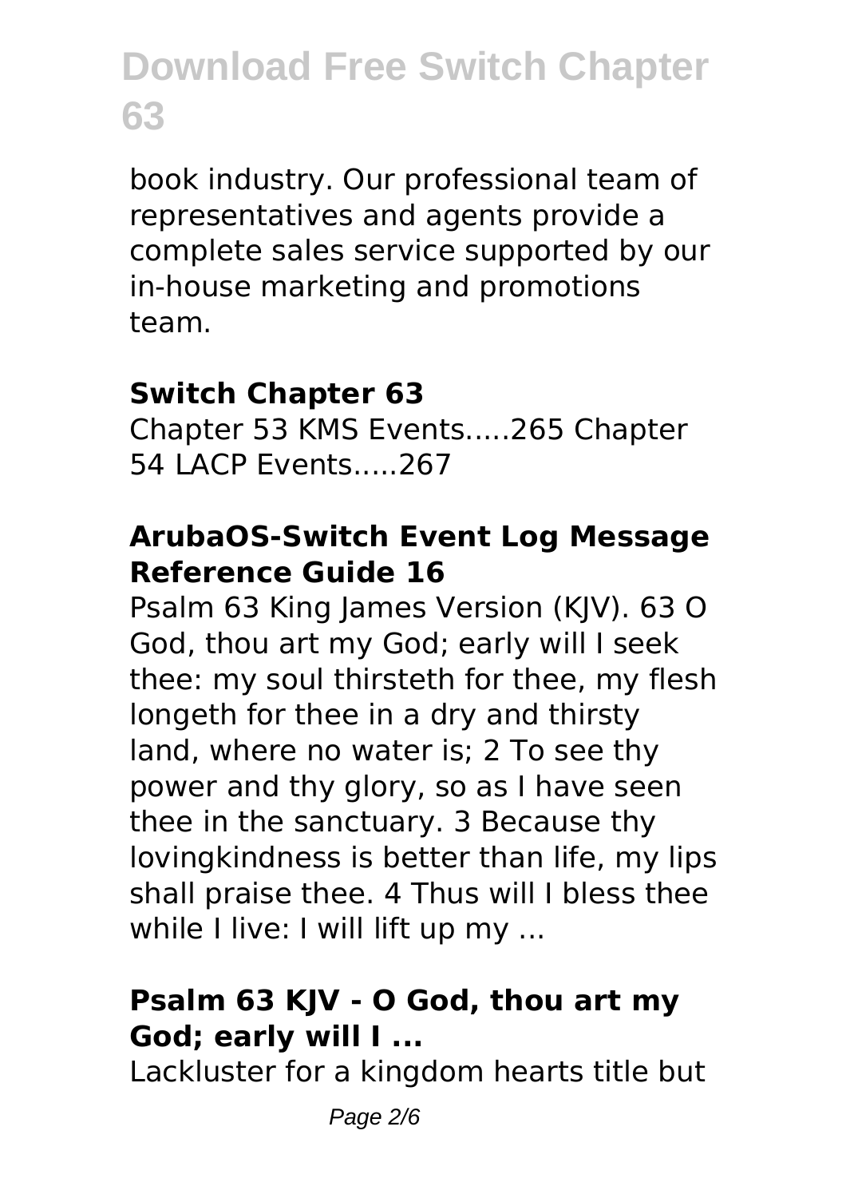book industry. Our professional team of representatives and agents provide a complete sales service supported by our in-house marketing and promotions team.

### Switch Chapter 63

Chapter 53 KMS Events.....265 Chapter 54 LACP Events.....267

### ArubaOS-Switch Event Log Message Reference Guide 16

Psalm 63 King James Version (KJV). 63 O God, thou art my God; early will I seek thee: my soul thirsteth for thee, my flesh longeth for thee in a dry and thirsty land, where no water is; 2 To see thy power and thy glory, so as I have seen thee in the sanctuary. 3 Because thy lovingkindness is better than life, my lips shall praise thee. 4 Thus will I bless thee while I live: I will lift up my ...

### Psalm 63 KJV - O God, thou art my God; early will I ...

Lackluster for a kingdom hearts title but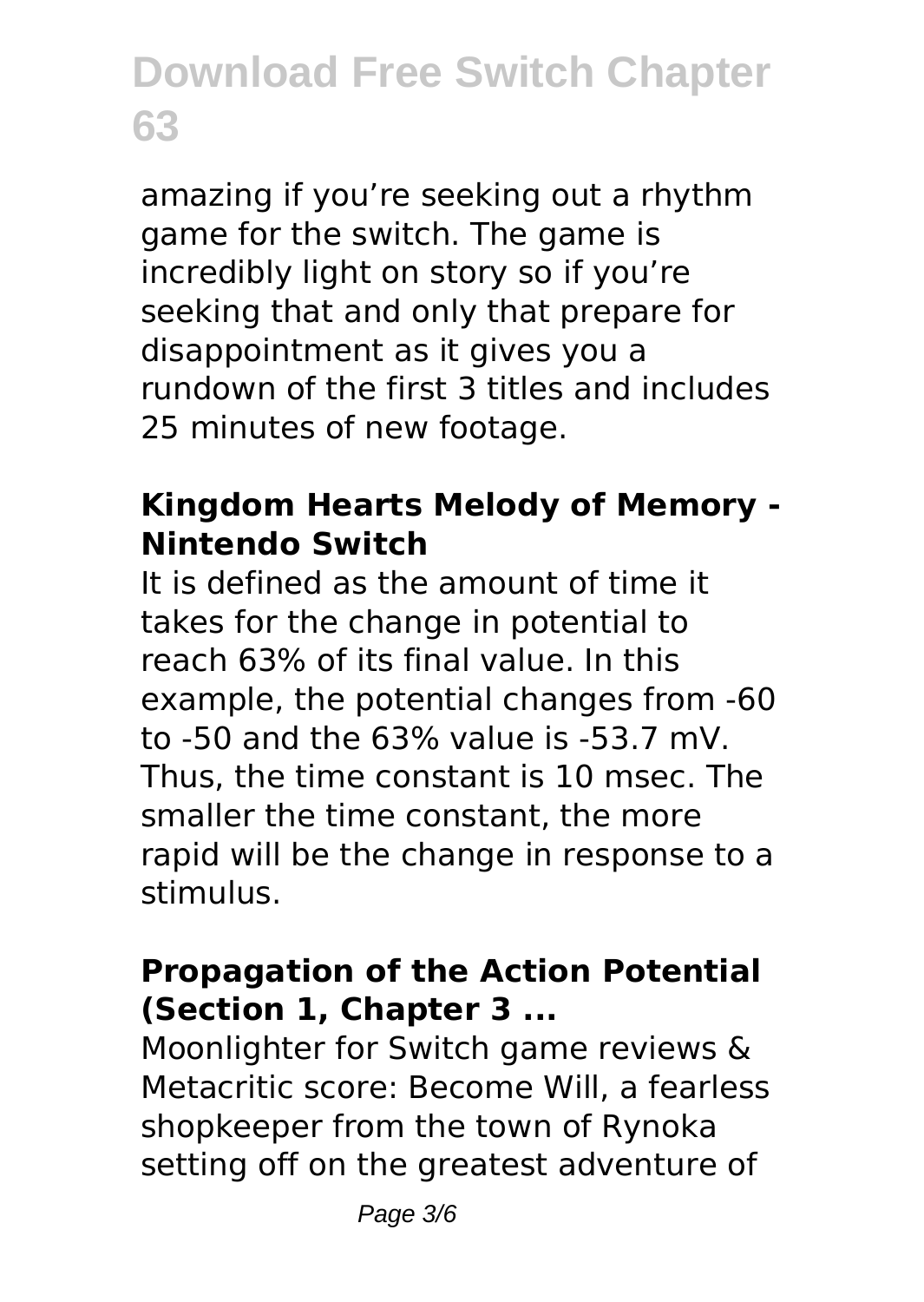amazing if you’re seeking out a rhythm game for the switch. The game is incredibly light on story so if you’re seeking that and only that prepare for disappointment as it gives you a rundown of the first 3 titles and includes 25 minutes of new footage.

### Kingdom Hearts Melody of Memory - Nintendo Switch

It is defined as the amount of time it takes for the change in potential to reach 63% of its final value. In this example, the potential changes from -60 to -50 and the 63% value is -53.7 mV. Thus, the time constant is 10 msec. The smaller the time constant, the more rapid will be the change in response to a stimulus.

### Propagation of the Action Potential (Section 1, Chapter 3 ...

Moonlighter for Switch game reviews & Metacritic score: Become Will, a fearless shopkeeper from the town of Rynoka setting off on the greatest adventure of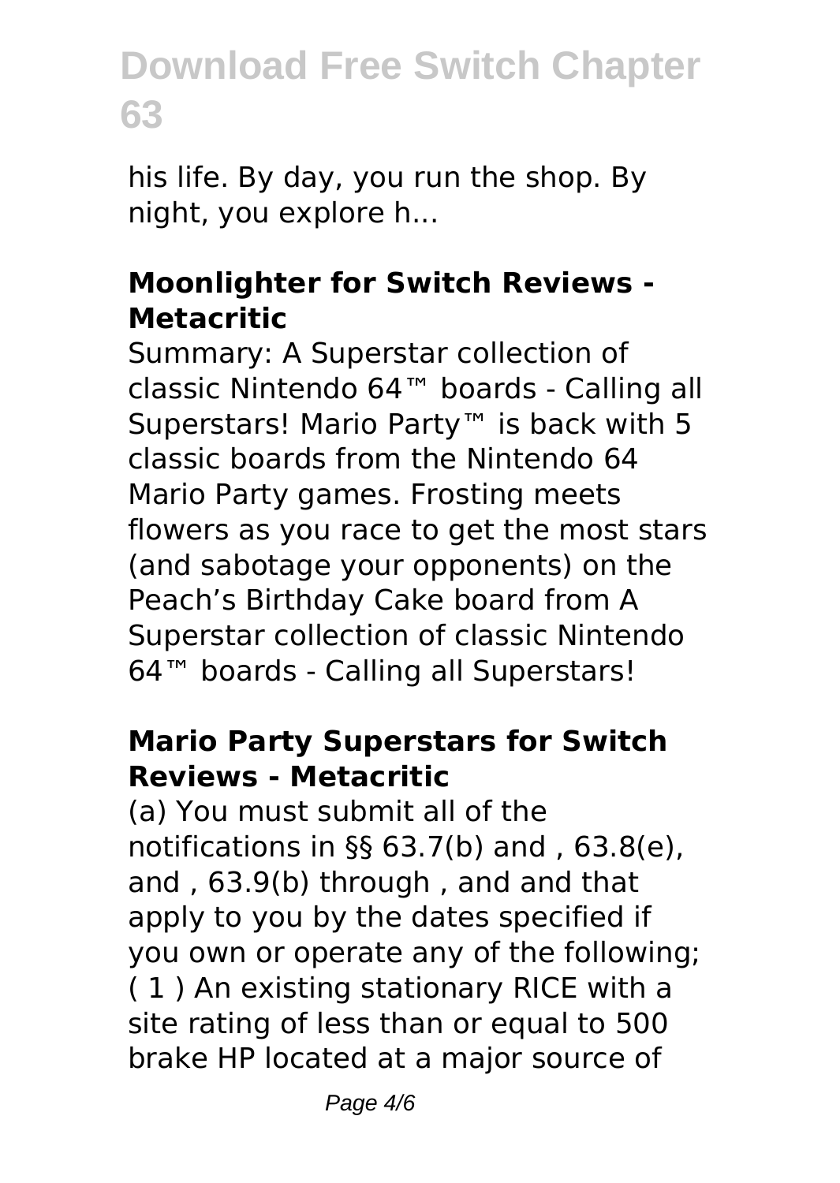his life. By day, you run the shop. By night, you explore h...

### **Moonlighter for Switch Reviews - Metacritic**

Summary: A Superstar collection of classic Nintendo 64™ boards - Calling all Superstars! Mario Party™ is back with 5 classic boards from the Nintendo 64 Mario Party games. Frosting meets flowers as you race to get the most stars (and sabotage your opponents) on the Peach's Birthday Cake board from A Superstar collection of classic Nintendo 64™ boards - Calling all Superstars!

### **Mario Party Superstars for Switch Reviews - Metacritic**

(a) You must submit all of the notifications in §§ 63.7(b) and , 63.8(e), and , 63.9(b) through , and and that apply to you by the dates specified if you own or operate any of the following; ( 1 ) An existing stationary RICE with a site rating of less than or equal to 500 brake HP located at a major source of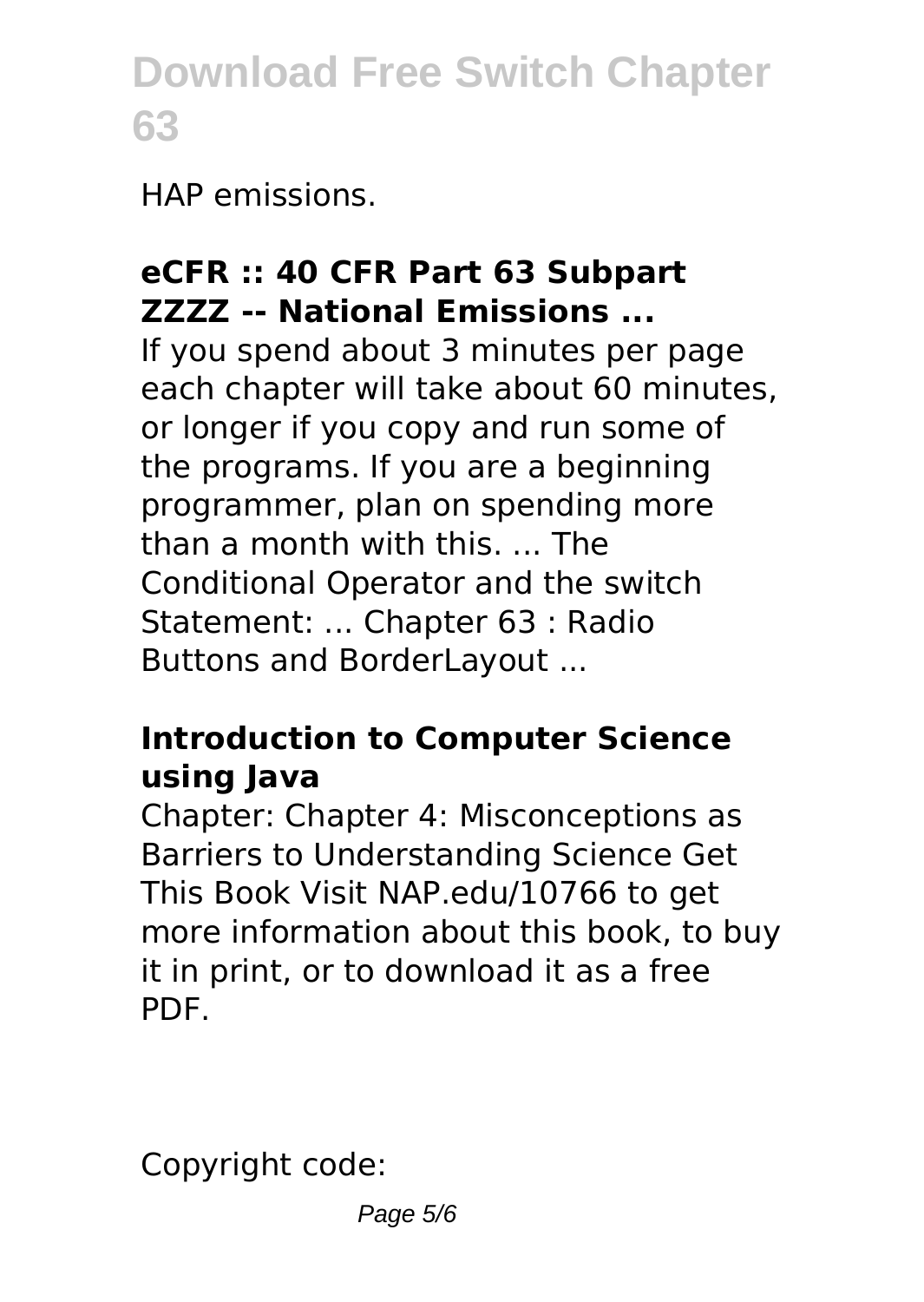HAP emissions.

**eCFR :: 40 CFR Part 63 Subpart ZZZZ -- National Emissions ...**

If you spend about 3 minutes per page each chapter will take about 60 minutes, or longer if you copy and run some of the programs. If you are a beginning programmer, plan on spending more than a month with this. ... The Conditional Operator and the switch Statement: ... Chapter 63 : Radio Buttons and BorderLayout ...

**Introduction to Computer Science using Java**

Chapter: Chapter 4: Misconceptions as Barriers to Understanding Science Get This Book Visit NAP.edu/10766 to get more information about this book, to buy it in print, or to download it as a free PDF.

Copyright code: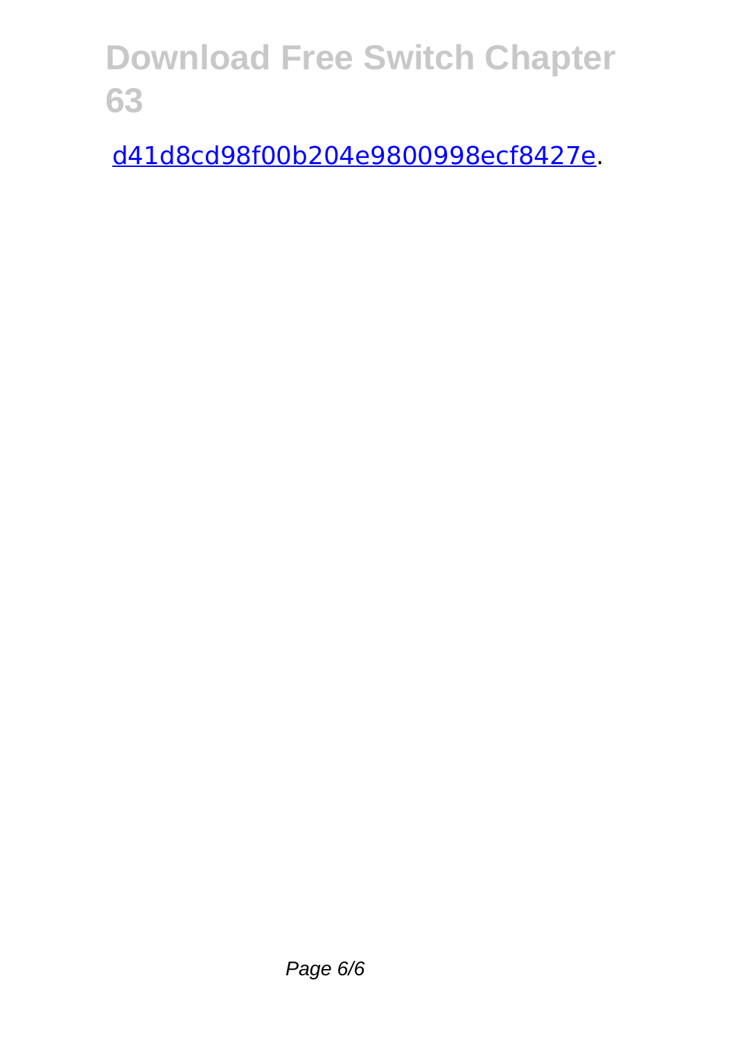d41d8cd98f00b204e9800998ecf8427e.